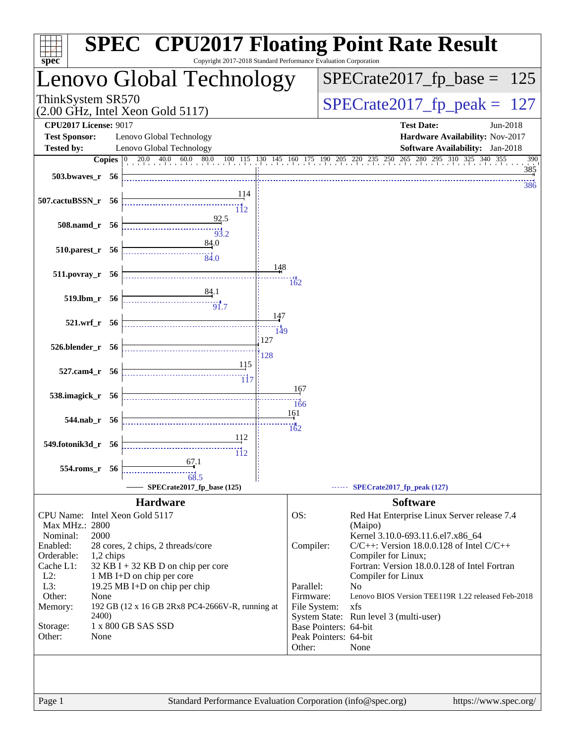# SPEC CPU2017 Floating Point Rate Result

Copyright 2017-2018 Standard Performance Evaluation Corporation

## Lenovo Global Technology

ThinkSystem SR570
(2.00 GHz, Intel Xeon Gold 5117)

SPECrate2017_fp_base = 125

SPECrate2017_fp_peak = 127

| | | | |
|---|---|---|---|
| **CPU2017 License:** | 9017 | **Test Date:** | Jun-2018 |
| **Test Sponsor:** | Lenovo Global Technology | **Hardware Availability:** | Nov-2017 |
| **Tested by:** | Lenovo Global Technology | **Software Availability:** | Jan-2018 |

| Benchmark | Copies | SPECrate2017_fp_base (125) | SPECrate2017_fp_peak (127) |
|---|---|---|---|
| 503.bwaves_r | 56 | 385 | 386 |
| 507.cactuBSSN_r | 56 | 114 | 112 |
| 508.namd_r | 56 | 92.5 | 93.2 |
| 510.parest_r | 56 | 84.0 | 84.0 |
| 511.povray_r | 56 | 148 | 162 |
| 519.lbm_r | 56 | 84.1 | 91.7 |
| 521.wrf_r | 56 | 147 | 149 |
| 526.blender_r | 56 | 127 | 128 |
| 527.cam4_r | 56 | 115 | 117 |
| 538.imagick_r | 56 | 167 | 166 |
| 544.nab_r | 56 | 161 | 162 |
| 549.fotonik3d_r | 56 | 112 | 112 |
| 554.roms_r | 56 | 67.1 | 68.5 |

## Hardware

| | |
|---|---|
| CPU Name: | Intel Xeon Gold 5117 |
| Max MHz.: | 2800 |
| Nominal: | 2000 |
| Enabled: | 28 cores, 2 chips, 2 threads/core |
| Orderable: | 1,2 chips |
| Cache L1: | 32 KB I + 32 KB D on chip per core |
| L2: | 1 MB I+D on chip per core |
| L3: | 19.25 MB I+D on chip per chip |
| Other: | None |
| Memory: | 192 GB (12 x 16 GB 2Rx8 PC4-2666V-R, running at 2400) |
| Storage: | 1 x 800 GB SAS SSD |
| Other: | None |

## Software

| | |
|---|---|
| OS: | Red Hat Enterprise Linux Server release 7.4 (Maipo) Kernel 3.10.0-693.11.6.el7.x86_64 |
| Compiler: | C/C++: Version 18.0.0.128 of Intel C/C++ Compiler for Linux; Fortran: Version 18.0.0.128 of Intel Fortran Compiler for Linux |
| Parallel: | No |
| Firmware: | Lenovo BIOS Version TEE119R 1.22 released Feb-2018 |
| File System: | xfs |
| System State: | Run level 3 (multi-user) |
| Base Pointers: | 64-bit |
| Peak Pointers: | 64-bit |
| Other: | None |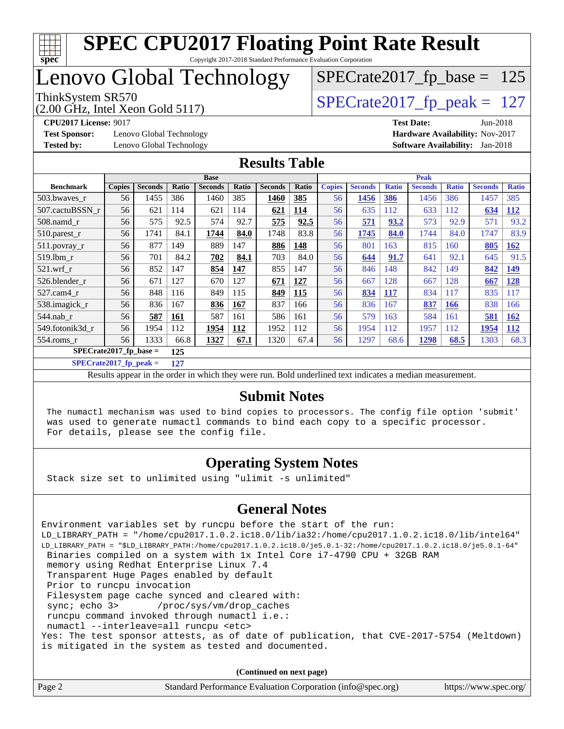# SPEC CPU2017 Floating Point Rate Result

Copyright 2017-2018 Standard Performance Evaluation Corporation

# Lenovo Global Technology

ThinkSystem SR570
(2.00 GHz, Intel Xeon Gold 5117)

SPECrate2017_fp_base = 125

SPECrate2017_fp_peak = 127

**CPU2017 License:** 9017
**Test Sponsor:** Lenovo Global Technology
**Tested by:** Lenovo Global Technology

**Test Date:** Jun-2018
**Hardware Availability:** Nov-2017
**Software Availability:** Jan-2018

## Results Table

| | Base | | | | | | | Peak | | | | | | |
|---|---|---|---|---|---|---|---|---|---|---|---|---|---|---|
| **Benchmark** | **Copies** | **Seconds** | **Ratio** | **Seconds** | **Ratio** | **Seconds** | **Ratio** | **Copies** | **Seconds** | **Ratio** | **Seconds** | **Ratio** | **Seconds** | **Ratio** |
| 503.bwaves_r | 56 | 1455 | 386 | 1460 | 385 | **1460** | **385** | 56 | **1456** | **386** | 1456 | 386 | 1457 | 385 |
| 507.cactuBSSN_r | 56 | 621 | 114 | 621 | 114 | **621** | **114** | 56 | 635 | 112 | 633 | 112 | **634** | **112** |
| 508.namd_r | 56 | 575 | 92.5 | 574 | 92.7 | **575** | **92.5** | 56 | **571** | **93.2** | 573 | 92.9 | 571 | 93.2 |
| 510.parest_r | 56 | 1741 | 84.1 | **1744** | **84.0** | 1748 | 83.8 | 56 | **1745** | **84.0** | 1744 | 84.0 | 1747 | 83.9 |
| 511.povray_r | 56 | 877 | 149 | 889 | 147 | **886** | **148** | 56 | 801 | 163 | 815 | 160 | **805** | **162** |
| 519.lbm_r | 56 | 701 | 84.2 | **702** | **84.1** | 703 | 84.0 | 56 | **644** | **91.7** | 641 | 92.1 | 645 | 91.5 |
| 521.wrf_r | 56 | 852 | 147 | **854** | **147** | 855 | 147 | 56 | 846 | 148 | 842 | 149 | **842** | **149** |
| 526.blender_r | 56 | 671 | 127 | 670 | 127 | **671** | **127** | 56 | 667 | 128 | 667 | 128 | **667** | **128** |
| 527.cam4_r | 56 | 848 | 116 | 849 | 115 | **849** | **115** | 56 | **834** | **117** | 834 | 117 | 835 | 117 |
| 538.imagick_r | 56 | 836 | 167 | **836** | **167** | 837 | 166 | 56 | 836 | 167 | **837** | **166** | 838 | 166 |
| 544.nab_r | 56 | **587** | **161** | 587 | 161 | 586 | 161 | 56 | 579 | 163 | 584 | 161 | **581** | **162** |
| 549.fotonik3d_r | 56 | 1954 | 112 | **1954** | **112** | 1952 | 112 | 56 | 1954 | 112 | 1957 | 112 | **1954** | **112** |
| 554.roms_r | 56 | 1333 | 66.8 | **1327** | **67.1** | 1320 | 67.4 | 56 | 1297 | 68.6 | **1298** | **68.5** | 1303 | 68.3 |

**SPECrate2017_fp_base =** 125

**SPECrate2017_fp_peak =** 127

Results appear in the order in which they were run. Bold underlined text indicates a median measurement.

## Submit Notes

```
The numactl mechanism was used to bind copies to processors. The config file option 'submit'
was used to generate numactl commands to bind each copy to a specific processor.
For details, please see the config file.
```

## Operating System Notes

```
Stack size set to unlimited using "ulimit -s unlimited"
```

## General Notes

```
Environment variables set by runcpu before the start of the run:
LD_LIBRARY_PATH = "/home/cpu2017.1.0.2.ic18.0/lib/ia32:/home/cpu2017.1.0.2.ic18.0/lib/intel64"
LD_LIBRARY_PATH = "$LD_LIBRARY_PATH:/home/cpu2017.1.0.2.ic18.0/je5.0.1-32:/home/cpu2017.1.0.2.ic18.0/je5.0.1-64"
 Binaries compiled on a system with 1x Intel Core i7-4790 CPU + 32GB RAM
 memory using Redhat Enterprise Linux 7.4
 Transparent Huge Pages enabled by default
 Prior to runcpu invocation
 Filesystem page cache synced and cleared with:
 sync; echo 3>       /proc/sys/vm/drop_caches
 runcpu command invoked through numactl i.e.:
 numactl --interleave=all runcpu <etc>
Yes: The test sponsor attests, as of date of publication, that CVE-2017-5754 (Meltdown)
is mitigated in the system as tested and documented.
```

**(Continued on next page)**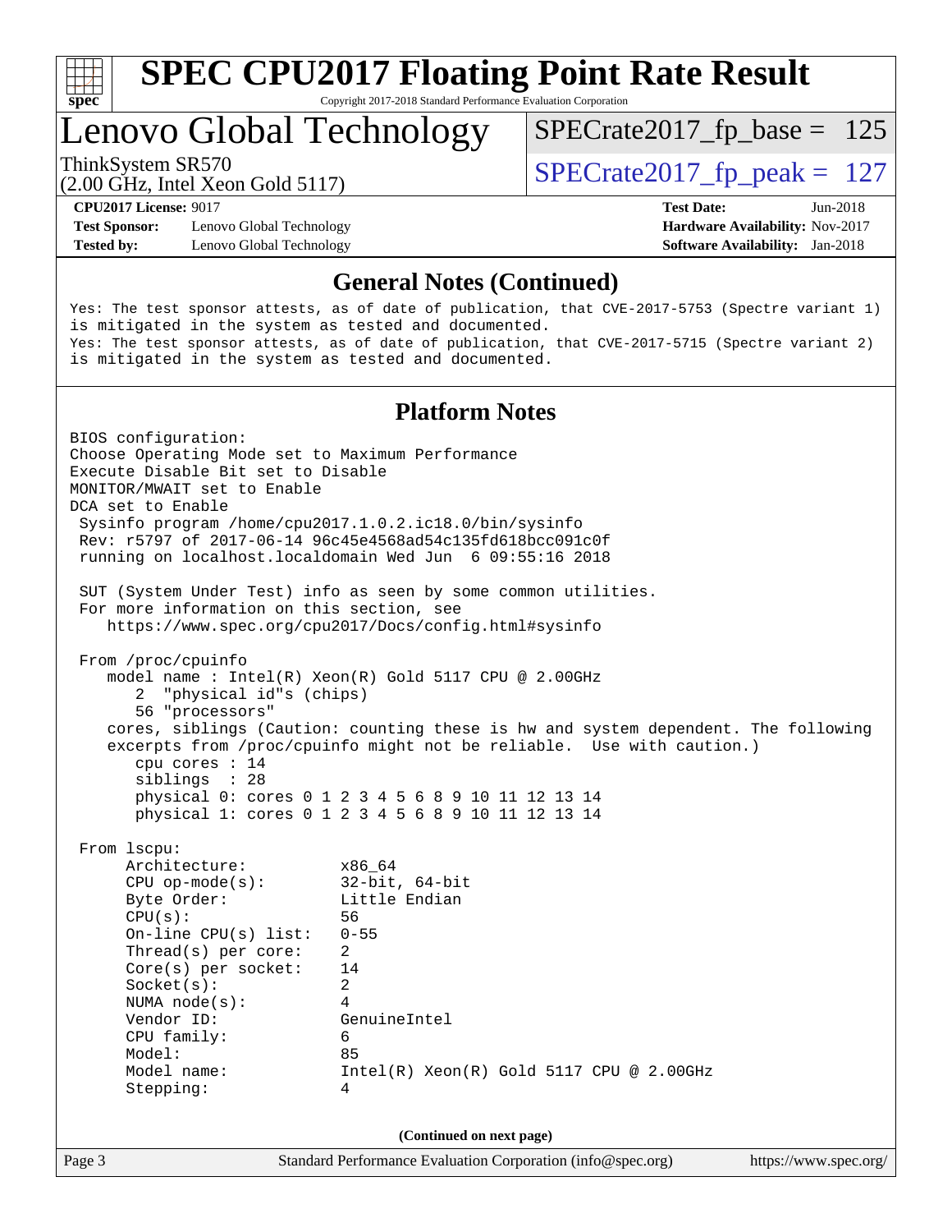# SPEC CPU2017 Floating Point Rate Result

Copyright 2017-2018 Standard Performance Evaluation Corporation

## Lenovo Global Technology

ThinkSystem SR570
(2.00 GHz, Intel Xeon Gold 5117)

SPECrate2017_fp_base = 125

SPECrate2017_fp_peak = 127

**CPU2017 License:** 9017
**Test Sponsor:** Lenovo Global Technology
**Tested by:** Lenovo Global Technology

**Test Date:** Jun-2018
**Hardware Availability:** Nov-2017
**Software Availability:** Jan-2018

### General Notes (Continued)

```
Yes: The test sponsor attests, as of date of publication, that CVE-2017-5753 (Spectre variant 1)
is mitigated in the system as tested and documented.
Yes: The test sponsor attests, as of date of publication, that CVE-2017-5715 (Spectre variant 2)
is mitigated in the system as tested and documented.
```

### Platform Notes

```
BIOS configuration:
Choose Operating Mode set to Maximum Performance
Execute Disable Bit set to Disable
MONITOR/MWAIT set to Enable
DCA set to Enable
 Sysinfo program /home/cpu2017.1.0.2.ic18.0/bin/sysinfo
 Rev: r5797 of 2017-06-14 96c45e4568ad54c135fd618bcc091c0f
 running on localhost.localdomain Wed Jun  6 09:55:16 2018

 SUT (System Under Test) info as seen by some common utilities.
 For more information on this section, see
    https://www.spec.org/cpu2017/Docs/config.html#sysinfo

 From /proc/cpuinfo
    model name : Intel(R) Xeon(R) Gold 5117 CPU @ 2.00GHz
       2  "physical id"s (chips)
       56 "processors"
    cores, siblings (Caution: counting these is hw and system dependent. The following
    excerpts from /proc/cpuinfo might not be reliable.  Use with caution.)
       cpu cores : 14
       siblings  : 28
       physical 0: cores 0 1 2 3 4 5 6 8 9 10 11 12 13 14
       physical 1: cores 0 1 2 3 4 5 6 8 9 10 11 12 13 14

 From lscpu:
      Architecture:          x86_64
      CPU op-mode(s):        32-bit, 64-bit
      Byte Order:            Little Endian
      CPU(s):                56
      On-line CPU(s) list:   0-55
      Thread(s) per core:    2
      Core(s) per socket:    14
      Socket(s):             2
      NUMA node(s):          4
      Vendor ID:             GenuineIntel
      CPU family:            6
      Model:                 85
      Model name:            Intel(R) Xeon(R) Gold 5117 CPU @ 2.00GHz
      Stepping:              4
```

(Continued on next page)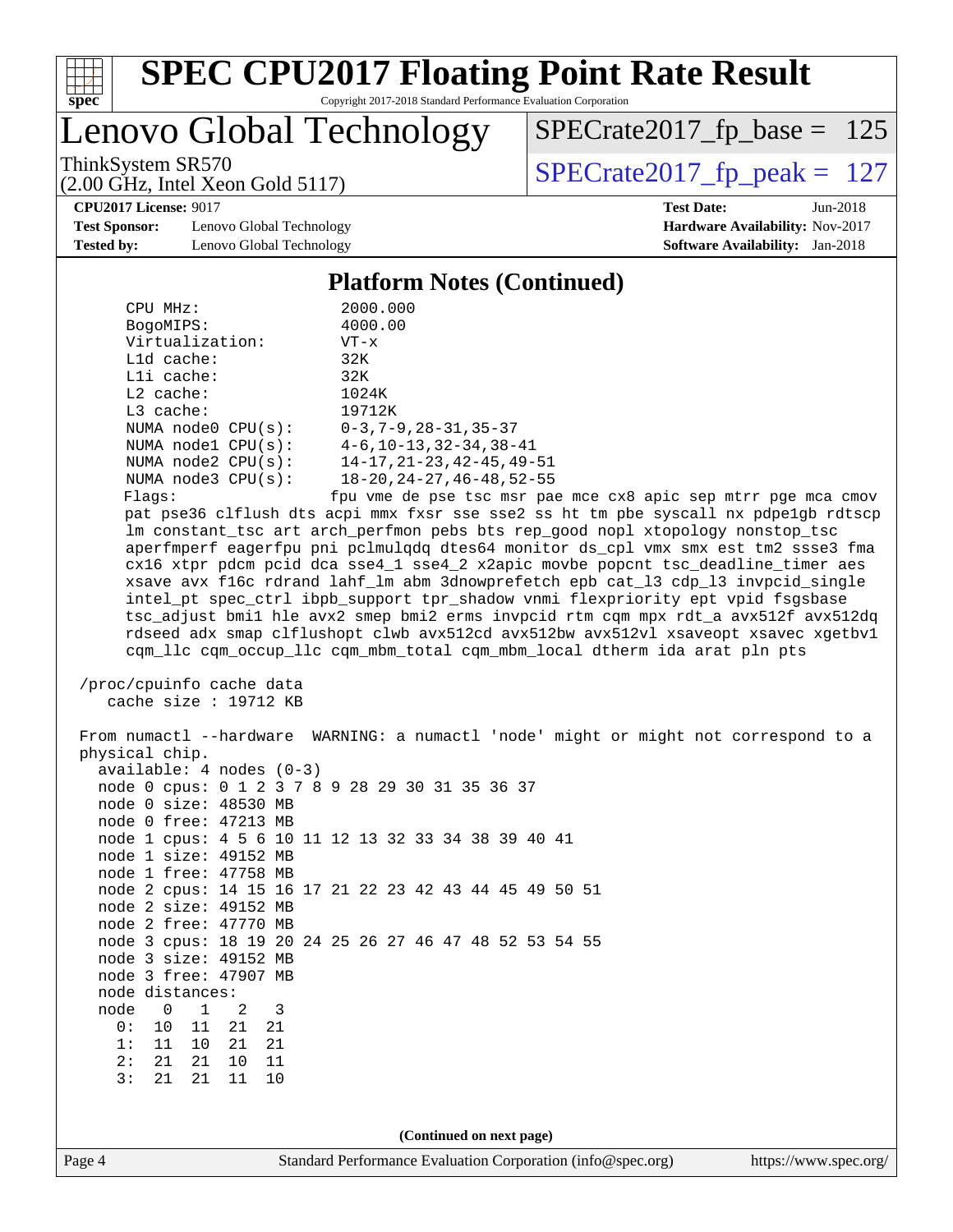# SPEC CPU2017 Floating Point Rate Result

Copyright 2017-2018 Standard Performance Evaluation Corporation

## Lenovo Global Technology

ThinkSystem SR570
(2.00 GHz, Intel Xeon Gold 5117)

SPECrate2017_fp_base = 125

SPECrate2017_fp_peak = 127

**CPU2017 License:** 9017
**Test Sponsor:** Lenovo Global Technology
**Tested by:** Lenovo Global Technology

**Test Date:** Jun-2018
**Hardware Availability:** Nov-2017
**Software Availability:** Jan-2018

### Platform Notes (Continued)

```
    CPU MHz:               2000.000
    BogoMIPS:              4000.00
    Virtualization:        VT-x
    L1d cache:             32K
    L1i cache:             32K
    L2 cache:              1024K
    L3 cache:              19712K
    NUMA node0 CPU(s):     0-3,7-9,28-31,35-37
    NUMA node1 CPU(s):     4-6,10-13,32-34,38-41
    NUMA node2 CPU(s):     14-17,21-23,42-45,49-51
    NUMA node3 CPU(s):     18-20,24-27,46-48,52-55
    Flags:                 fpu vme de pse tsc msr pae mce cx8 apic sep mtrr pge mca cmov
    pat pse36 clflush dts acpi mmx fxsr sse sse2 ss ht tm pbe syscall nx pdpe1gb rdtscp
    lm constant_tsc art arch_perfmon pebs bts rep_good nopl xtopology nonstop_tsc
    aperfmperf eagerfpu pni pclmulqdq dtes64 monitor ds_cpl vmx smx est tm2 ssse3 fma
    cx16 xtpr pdcm pcid dca sse4_1 sse4_2 x2apic movbe popcnt tsc_deadline_timer aes
    xsave avx f16c rdrand lahf_lm abm 3dnowprefetch epb cat_l3 cdp_l3 invpcid_single
    intel_pt spec_ctrl ibpb_support tpr_shadow vnmi flexpriority ept vpid fsgsbase
    tsc_adjust bmi1 hle avx2 smep bmi2 erms invpcid rtm cqm mpx rdt_a avx512f avx512dq
    rdseed adx smap clflushopt clwb avx512cd avx512bw avx512vl xsaveopt xsavec xgetbv1
    cqm_llc cqm_occup_llc cqm_mbm_total cqm_mbm_local dtherm ida arat pln pts

 /proc/cpuinfo cache data
    cache size : 19712 KB

 From numactl --hardware  WARNING: a numactl 'node' might or might not correspond to a
 physical chip.
   available: 4 nodes (0-3)
   node 0 cpus: 0 1 2 3 7 8 9 28 29 30 31 35 36 37
   node 0 size: 48530 MB
   node 0 free: 47213 MB
   node 1 cpus: 4 5 6 10 11 12 13 32 33 34 38 39 40 41
   node 1 size: 49152 MB
   node 1 free: 47758 MB
   node 2 cpus: 14 15 16 17 21 22 23 42 43 44 45 49 50 51
   node 2 size: 49152 MB
   node 2 free: 47770 MB
   node 3 cpus: 18 19 20 24 25 26 27 46 47 48 52 53 54 55
   node 3 size: 49152 MB
   node 3 free: 47907 MB
   node distances:
   node   0   1   2   3
     0:  10  11  21  21
     1:  11  10  21  21
     2:  21  21  10  11
     3:  21  21  11  10
```

**(Continued on next page)**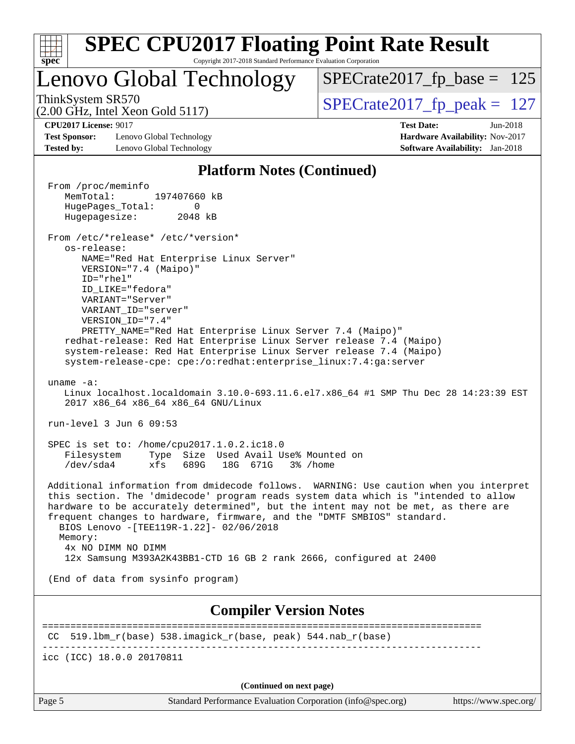# SPEC CPU2017 Floating Point Rate Result

Copyright 2017-2018 Standard Performance Evaluation Corporation

## Lenovo Global Technology

ThinkSystem SR570
(2.00 GHz, Intel Xeon Gold 5117)

SPECrate2017_fp_base = 125

SPECrate2017_fp_peak = 127

**CPU2017 License:** 9017
**Test Sponsor:** Lenovo Global Technology
**Tested by:** Lenovo Global Technology

**Test Date:** Jun-2018
**Hardware Availability:** Nov-2017
**Software Availability:** Jan-2018

## Platform Notes (Continued)

```
From /proc/meminfo
   MemTotal:       197407660 kB
   HugePages_Total:       0
   Hugepagesize:       2048 kB

From /etc/*release* /etc/*version*
   os-release:
      NAME="Red Hat Enterprise Linux Server"
      VERSION="7.4 (Maipo)"
      ID="rhel"
      ID_LIKE="fedora"
      VARIANT="Server"
      VARIANT_ID="server"
      VERSION_ID="7.4"
      PRETTY_NAME="Red Hat Enterprise Linux Server 7.4 (Maipo)"
   redhat-release: Red Hat Enterprise Linux Server release 7.4 (Maipo)
   system-release: Red Hat Enterprise Linux Server release 7.4 (Maipo)
   system-release-cpe: cpe:/o:redhat:enterprise_linux:7.4:ga:server

uname -a:
   Linux localhost.localdomain 3.10.0-693.11.6.el7.x86_64 #1 SMP Thu Dec 28 14:23:39 EST
   2017 x86_64 x86_64 x86_64 GNU/Linux

run-level 3 Jun 6 09:53

SPEC is set to: /home/cpu2017.1.0.2.ic18.0
   Filesystem     Type  Size  Used Avail Use% Mounted on
   /dev/sda4      xfs   689G   18G  671G   3% /home

Additional information from dmidecode follows.  WARNING: Use caution when you interpret
this section. The 'dmidecode' program reads system data which is "intended to allow
hardware to be accurately determined", but the intent may not be met, as there are
frequent changes to hardware, firmware, and the "DMTF SMBIOS" standard.
  BIOS Lenovo -[TEE119R-1.22]- 02/06/2018
  Memory:
    4x NO DIMM NO DIMM
    12x Samsung M393A2K43BB1-CTD 16 GB 2 rank 2666, configured at 2400

(End of data from sysinfo program)
```

## Compiler Version Notes

```
==============================================================================
 CC  519.lbm_r(base) 538.imagick_r(base, peak) 544.nab_r(base)
------------------------------------------------------------------------------
icc (ICC) 18.0.0 20170811
```

**(Continued on next page)**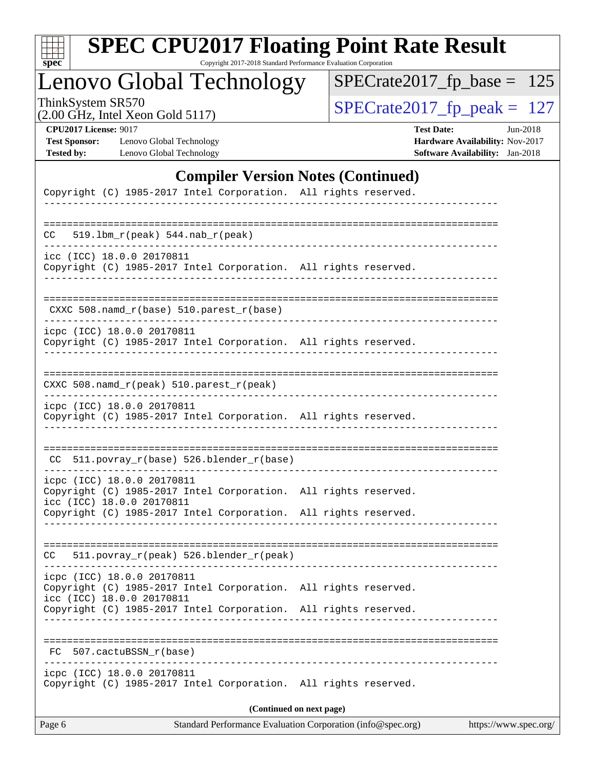# SPEC CPU2017 Floating Point Rate Result

Copyright 2017-2018 Standard Performance Evaluation Corporation

## Lenovo Global Technology

ThinkSystem SR570
(2.00 GHz, Intel Xeon Gold 5117)

SPECrate2017_fp_base = 125

SPECrate2017_fp_peak = 127

**CPU2017 License:** 9017
**Test Sponsor:** Lenovo Global Technology
**Tested by:** Lenovo Global Technology

**Test Date:** Jun-2018
**Hardware Availability:** Nov-2017
**Software Availability:** Jan-2018

### Compiler Version Notes (Continued)

```
Copyright (C) 1985-2017 Intel Corporation.  All rights reserved.
------------------------------------------------------------------------------

==============================================================================
CC   519.lbm_r(peak) 544.nab_r(peak)
------------------------------------------------------------------------------
icc (ICC) 18.0.0 20170811
Copyright (C) 1985-2017 Intel Corporation.  All rights reserved.
------------------------------------------------------------------------------

==============================================================================
 CXXC 508.namd_r(base) 510.parest_r(base)
------------------------------------------------------------------------------
icpc (ICC) 18.0.0 20170811
Copyright (C) 1985-2017 Intel Corporation.  All rights reserved.
------------------------------------------------------------------------------

==============================================================================
CXXC 508.namd_r(peak) 510.parest_r(peak)
------------------------------------------------------------------------------
icpc (ICC) 18.0.0 20170811
Copyright (C) 1985-2017 Intel Corporation.  All rights reserved.
------------------------------------------------------------------------------

==============================================================================
 CC  511.povray_r(base) 526.blender_r(base)
------------------------------------------------------------------------------
icpc (ICC) 18.0.0 20170811
Copyright (C) 1985-2017 Intel Corporation.  All rights reserved.
icc (ICC) 18.0.0 20170811
Copyright (C) 1985-2017 Intel Corporation.  All rights reserved.
------------------------------------------------------------------------------

==============================================================================
CC   511.povray_r(peak) 526.blender_r(peak)
------------------------------------------------------------------------------
icpc (ICC) 18.0.0 20170811
Copyright (C) 1985-2017 Intel Corporation.  All rights reserved.
icc (ICC) 18.0.0 20170811
Copyright (C) 1985-2017 Intel Corporation.  All rights reserved.
------------------------------------------------------------------------------

==============================================================================
 FC  507.cactuBSSN_r(base)
------------------------------------------------------------------------------
icpc (ICC) 18.0.0 20170811
Copyright (C) 1985-2017 Intel Corporation.  All rights reserved.
```

(Continued on next page)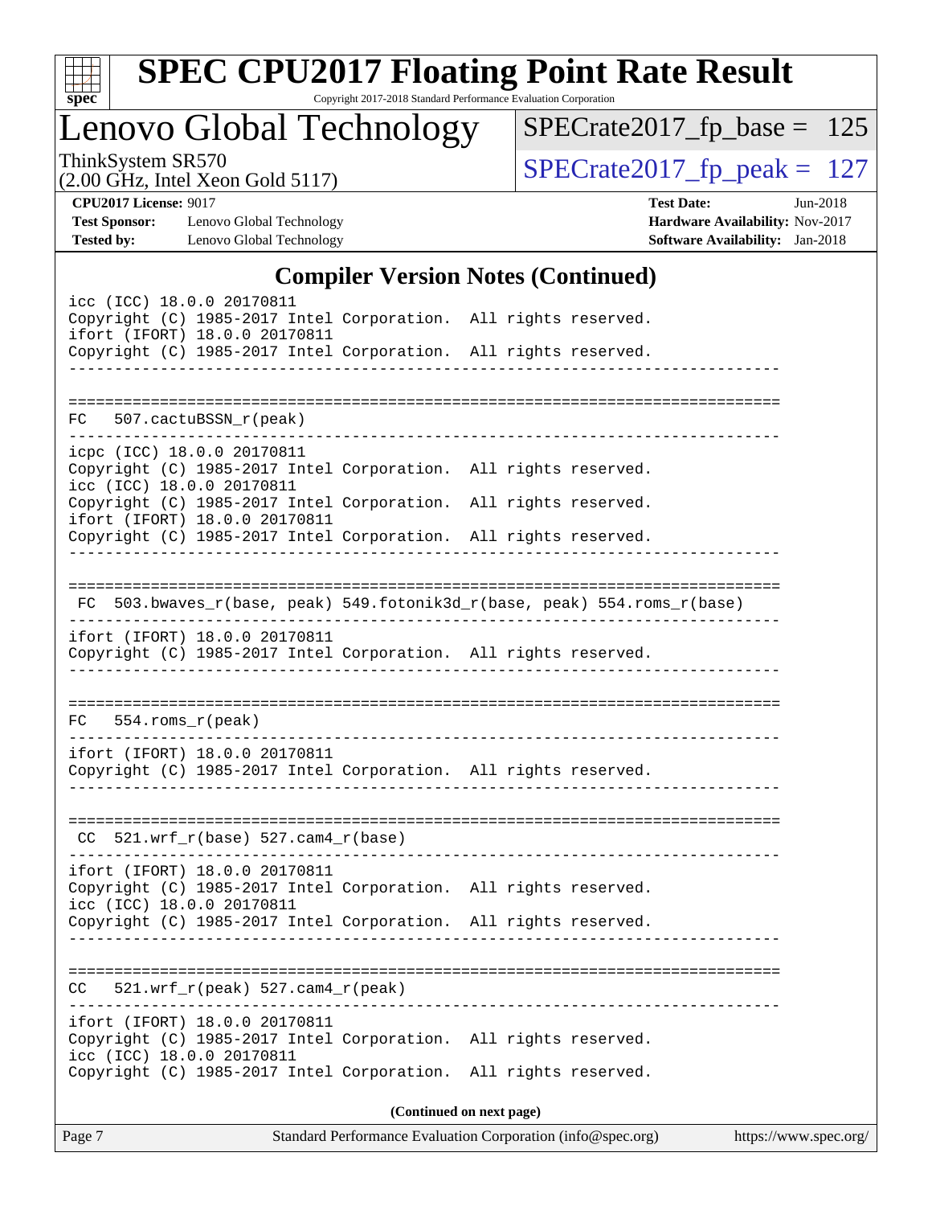## Compiler Version Notes (Continued)

```
icc (ICC) 18.0.0 20170811
Copyright (C) 1985-2017 Intel Corporation.  All rights reserved.
ifort (IFORT) 18.0.0 20170811
Copyright (C) 1985-2017 Intel Corporation.  All rights reserved.
------------------------------------------------------------------------------

==============================================================================
FC   507.cactuBSSN_r(peak)
------------------------------------------------------------------------------
icpc (ICC) 18.0.0 20170811
Copyright (C) 1985-2017 Intel Corporation.  All rights reserved.
icc (ICC) 18.0.0 20170811
Copyright (C) 1985-2017 Intel Corporation.  All rights reserved.
ifort (IFORT) 18.0.0 20170811
Copyright (C) 1985-2017 Intel Corporation.  All rights reserved.
------------------------------------------------------------------------------

==============================================================================
 FC  503.bwaves_r(base, peak) 549.fotonik3d_r(base, peak) 554.roms_r(base)
------------------------------------------------------------------------------
ifort (IFORT) 18.0.0 20170811
Copyright (C) 1985-2017 Intel Corporation.  All rights reserved.
------------------------------------------------------------------------------

==============================================================================
FC   554.roms_r(peak)
------------------------------------------------------------------------------
ifort (IFORT) 18.0.0 20170811
Copyright (C) 1985-2017 Intel Corporation.  All rights reserved.
------------------------------------------------------------------------------

==============================================================================
 CC  521.wrf_r(base) 527.cam4_r(base)
------------------------------------------------------------------------------
ifort (IFORT) 18.0.0 20170811
Copyright (C) 1985-2017 Intel Corporation.  All rights reserved.
icc (ICC) 18.0.0 20170811
Copyright (C) 1985-2017 Intel Corporation.  All rights reserved.
------------------------------------------------------------------------------

==============================================================================
CC   521.wrf_r(peak) 527.cam4_r(peak)
------------------------------------------------------------------------------
ifort (IFORT) 18.0.0 20170811
Copyright (C) 1985-2017 Intel Corporation.  All rights reserved.
icc (ICC) 18.0.0 20170811
Copyright (C) 1985-2017 Intel Corporation.  All rights reserved.
```

**(Continued on next page)**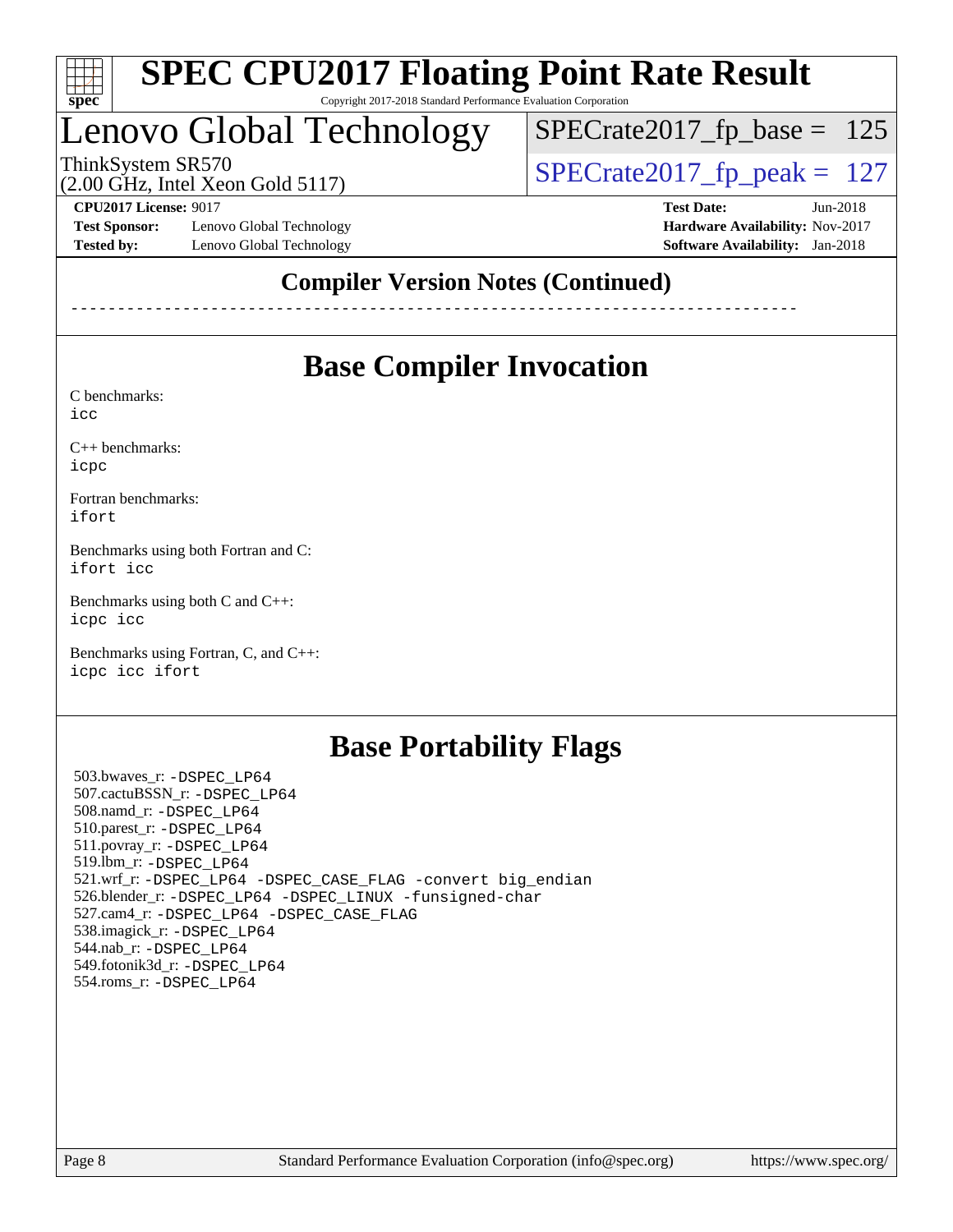## Compiler Version Notes (Continued)

------------------------------------------------------------------------------

## Base Compiler Invocation

C benchmarks:
icc

C++ benchmarks:
icpc

Fortran benchmarks:
ifort

Benchmarks using both Fortran and C:
ifort icc

Benchmarks using both C and C++:
icpc icc

Benchmarks using Fortran, C, and C++:
icpc icc ifort

## Base Portability Flags

503.bwaves_r: -DSPEC_LP64
507.cactuBSSN_r: -DSPEC_LP64
508.namd_r: -DSPEC_LP64
510.parest_r: -DSPEC_LP64
511.povray_r: -DSPEC_LP64
519.lbm_r: -DSPEC_LP64
521.wrf_r: -DSPEC_LP64 -DSPEC_CASE_FLAG -convert big_endian
526.blender_r: -DSPEC_LP64 -DSPEC_LINUX -funsigned-char
527.cam4_r: -DSPEC_LP64 -DSPEC_CASE_FLAG
538.imagick_r: -DSPEC_LP64
544.nab_r: -DSPEC_LP64
549.fotonik3d_r: -DSPEC_LP64
554.roms_r: -DSPEC_LP64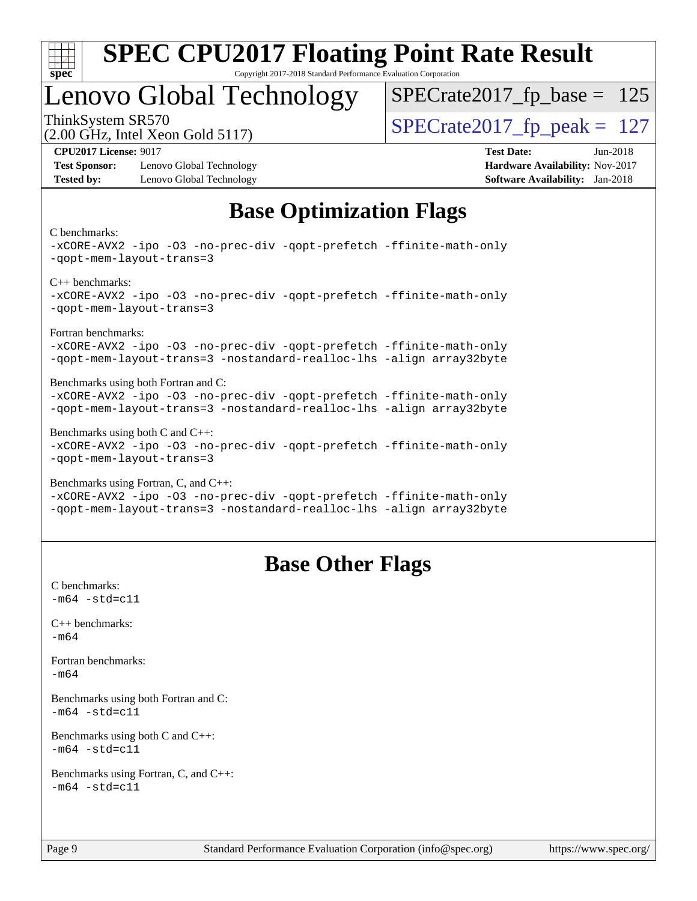# SPEC CPU2017 Floating Point Rate Result

Copyright 2017-2018 Standard Performance Evaluation Corporation

## Lenovo Global Technology

ThinkSystem SR570
(2.00 GHz, Intel Xeon Gold 5117)

SPECrate2017_fp_base = 125

SPECrate2017_fp_peak = 127

**CPU2017 License:** 9017
**Test Sponsor:** Lenovo Global Technology
**Tested by:** Lenovo Global Technology

**Test Date:** Jun-2018
**Hardware Availability:** Nov-2017
**Software Availability:** Jan-2018

## Base Optimization Flags

C benchmarks:
```
-xCORE-AVX2 -ipo -O3 -no-prec-div -qopt-prefetch -ffinite-math-only
-qopt-mem-layout-trans=3
```

C++ benchmarks:
```
-xCORE-AVX2 -ipo -O3 -no-prec-div -qopt-prefetch -ffinite-math-only
-qopt-mem-layout-trans=3
```

Fortran benchmarks:
```
-xCORE-AVX2 -ipo -O3 -no-prec-div -qopt-prefetch -ffinite-math-only
-qopt-mem-layout-trans=3 -nostandard-realloc-lhs -align array32byte
```

Benchmarks using both Fortran and C:
```
-xCORE-AVX2 -ipo -O3 -no-prec-div -qopt-prefetch -ffinite-math-only
-qopt-mem-layout-trans=3 -nostandard-realloc-lhs -align array32byte
```

Benchmarks using both C and C++:
```
-xCORE-AVX2 -ipo -O3 -no-prec-div -qopt-prefetch -ffinite-math-only
-qopt-mem-layout-trans=3
```

Benchmarks using Fortran, C, and C++:
```
-xCORE-AVX2 -ipo -O3 -no-prec-div -qopt-prefetch -ffinite-math-only
-qopt-mem-layout-trans=3 -nostandard-realloc-lhs -align array32byte
```

## Base Other Flags

C benchmarks:
```
-m64 -std=c11
```

C++ benchmarks:
```
-m64
```

Fortran benchmarks:
```
-m64
```

Benchmarks using both Fortran and C:
```
-m64 -std=c11
```

Benchmarks using both C and C++:
```
-m64 -std=c11
```

Benchmarks using Fortran, C, and C++:
```
-m64 -std=c11
```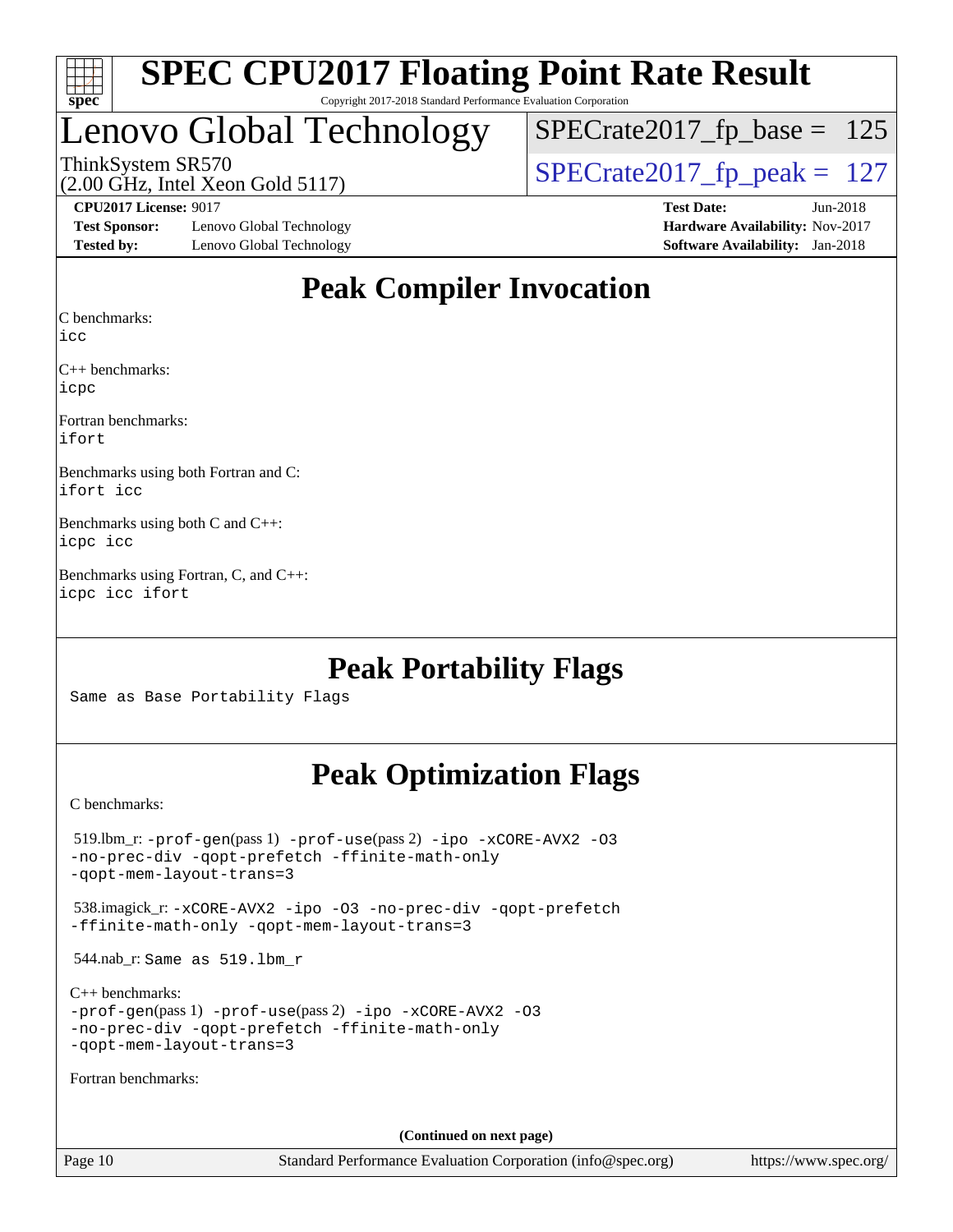# Peak Compiler Invocation

C benchmarks:
`icc`

C++ benchmarks:
`icpc`

Fortran benchmarks:
`ifort`

Benchmarks using both Fortran and C:
`ifort icc`

Benchmarks using both C and C++:
`icpc icc`

Benchmarks using Fortran, C, and C++:
`icpc icc ifort`

# Peak Portability Flags

Same as Base Portability Flags

# Peak Optimization Flags

C benchmarks:

519.lbm_r: -prof-gen(pass 1) -prof-use(pass 2) -ipo -xCORE-AVX2 -O3 -no-prec-div -qopt-prefetch -ffinite-math-only -qopt-mem-layout-trans=3

538.imagick_r: -xCORE-AVX2 -ipo -O3 -no-prec-div -qopt-prefetch -ffinite-math-only -qopt-mem-layout-trans=3

544.nab_r: Same as 519.lbm_r

C++ benchmarks:
-prof-gen(pass 1) -prof-use(pass 2) -ipo -xCORE-AVX2 -O3 -no-prec-div -qopt-prefetch -ffinite-math-only -qopt-mem-layout-trans=3

Fortran benchmarks:

(Continued on next page)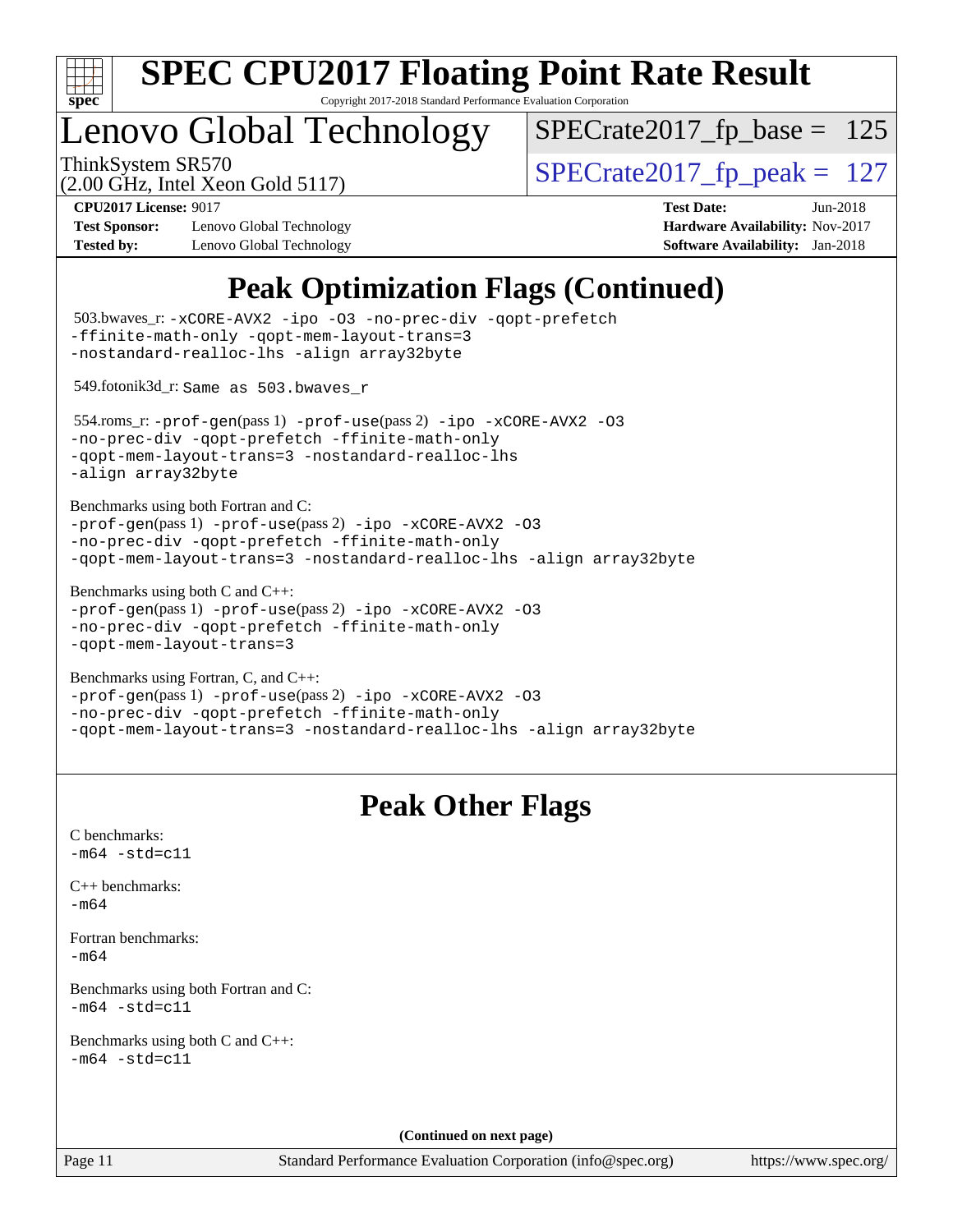# SPEC CPU2017 Floating Point Rate Result

Copyright 2017-2018 Standard Performance Evaluation Corporation

# Lenovo Global Technology

ThinkSystem SR570
(2.00 GHz, Intel Xeon Gold 5117)

SPECrate2017_fp_base = 125

SPECrate2017_fp_peak = 127

**CPU2017 License:** 9017
**Test Sponsor:** Lenovo Global Technology
**Tested by:** Lenovo Global Technology

**Test Date:** Jun-2018
**Hardware Availability:** Nov-2017
**Software Availability:** Jan-2018

## Peak Optimization Flags (Continued)

503.bwaves_r: `-xCORE-AVX2 -ipo -O3 -no-prec-div -qopt-prefetch -ffinite-math-only -qopt-mem-layout-trans=3 -nostandard-realloc-lhs -align array32byte`

549.fotonik3d_r: `Same as 503.bwaves_r`

554.roms_r: `-prof-gen`(pass 1) `-prof-use`(pass 2) `-ipo -xCORE-AVX2 -O3 -no-prec-div -qopt-prefetch -ffinite-math-only -qopt-mem-layout-trans=3 -nostandard-realloc-lhs -align array32byte`

Benchmarks using both Fortran and C:
`-prof-gen`(pass 1) `-prof-use`(pass 2) `-ipo -xCORE-AVX2 -O3 -no-prec-div -qopt-prefetch -ffinite-math-only -qopt-mem-layout-trans=3 -nostandard-realloc-lhs -align array32byte`

Benchmarks using both C and C++:
`-prof-gen`(pass 1) `-prof-use`(pass 2) `-ipo -xCORE-AVX2 -O3 -no-prec-div -qopt-prefetch -ffinite-math-only -qopt-mem-layout-trans=3`

Benchmarks using Fortran, C, and C++:
`-prof-gen`(pass 1) `-prof-use`(pass 2) `-ipo -xCORE-AVX2 -O3 -no-prec-div -qopt-prefetch -ffinite-math-only -qopt-mem-layout-trans=3 -nostandard-realloc-lhs -align array32byte`

## Peak Other Flags

C benchmarks:
`-m64 -std=c11`

C++ benchmarks:
`-m64`

Fortran benchmarks:
`-m64`

Benchmarks using both Fortran and C:
`-m64 -std=c11`

Benchmarks using both C and C++:
`-m64 -std=c11`

(Continued on next page)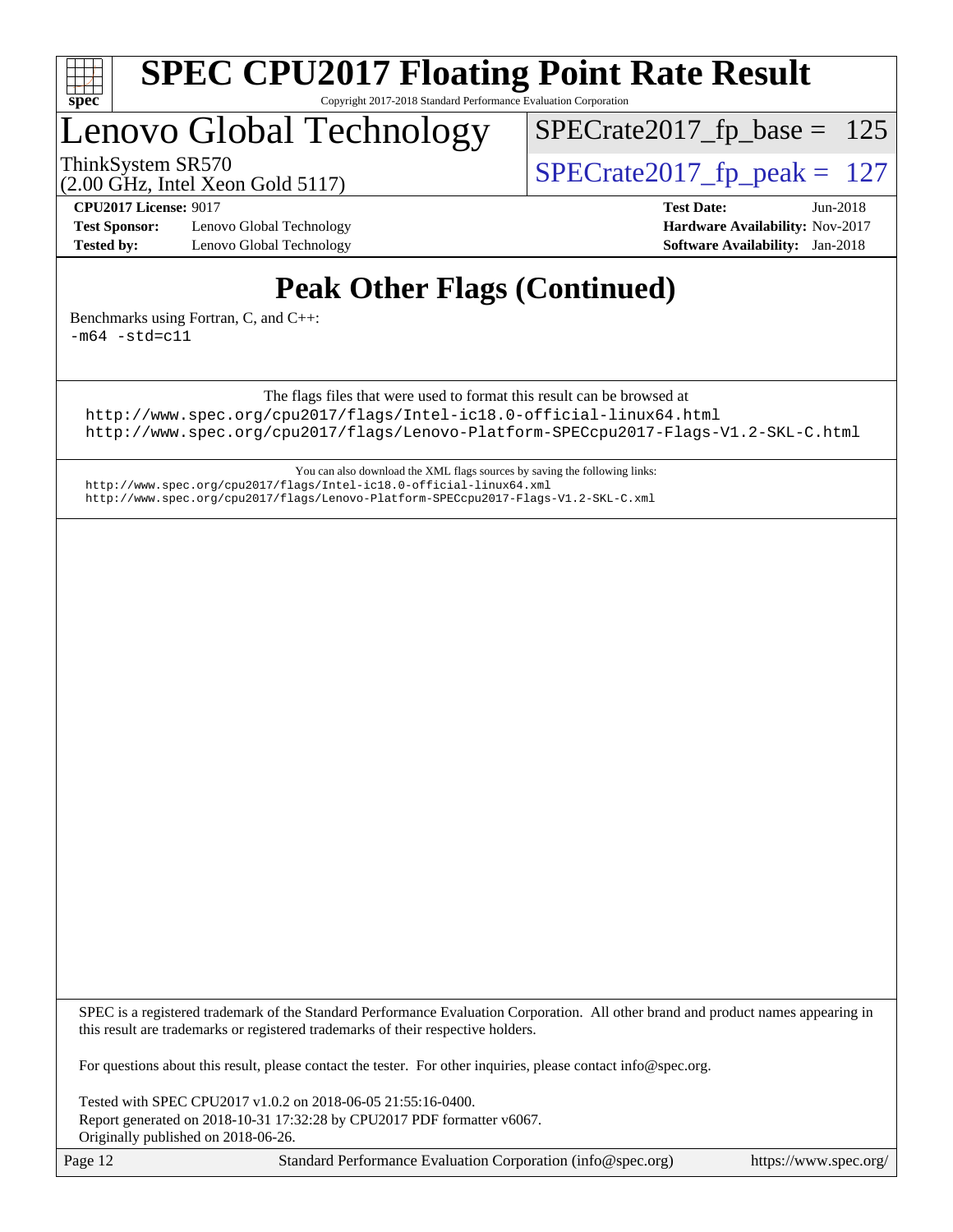# Peak Other Flags (Continued)

Benchmarks using Fortran, C, and C++:

```
-m64 -std=c11
```

The flags files that were used to format this result can be browsed at

http://www.spec.org/cpu2017/flags/Intel-ic18.0-official-linux64.html
http://www.spec.org/cpu2017/flags/Lenovo-Platform-SPECcpu2017-Flags-V1.2-SKL-C.html

You can also download the XML flags sources by saving the following links:

http://www.spec.org/cpu2017/flags/Intel-ic18.0-official-linux64.xml
http://www.spec.org/cpu2017/flags/Lenovo-Platform-SPECcpu2017-Flags-V1.2-SKL-C.xml

SPEC is a registered trademark of the Standard Performance Evaluation Corporation. All other brand and product names appearing in this result are trademarks or registered trademarks of their respective holders.

For questions about this result, please contact the tester. For other inquiries, please contact info@spec.org.

Tested with SPEC CPU2017 v1.0.2 on 2018-06-05 21:55:16-0400.
Report generated on 2018-10-31 17:32:28 by CPU2017 PDF formatter v6067.
Originally published on 2018-06-26.